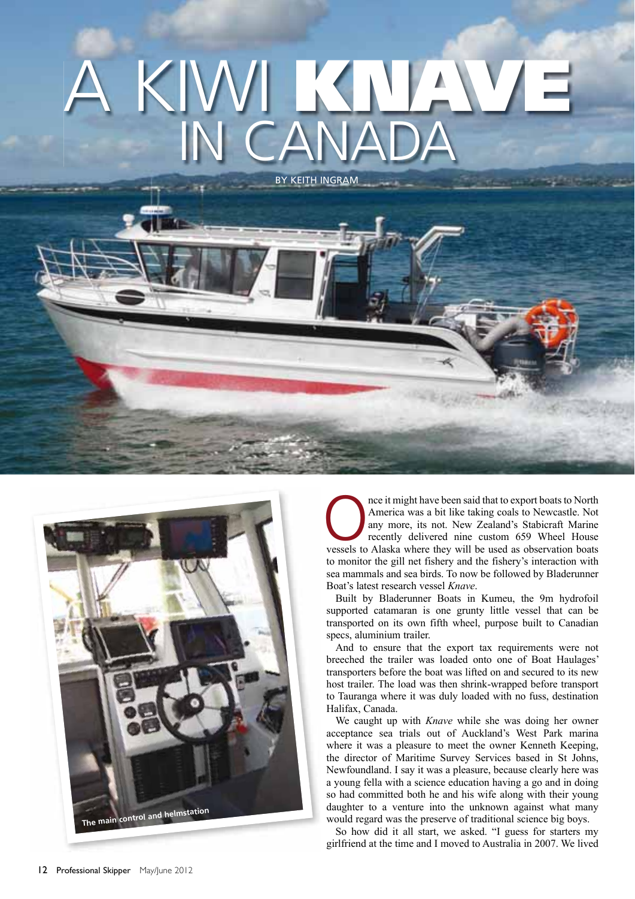# A KIWI KNAVE IN CANADA

BY KEITH INGRAM

The main control and helmstation

Once it might have been said that to export boats to North America was a bit like taking coals to Newcastle. Not any more, its not. New Zealand's Stabicraft Marine recently delivered nine custom 659 Wheel House vessels to Alaska where they will be used as observation boats to monitor the gill net fishery and the fishery's interaction with sea mammals and sea birds. To now be followed by Bladerunner Boat's latest research vessel *Knave*.

Built by Bladerunner Boats in Kumeu, the 9m hydrofoil supported catamaran is one grunty little vessel that can be transported on its own fifth wheel, purpose built to Canadian specs, aluminium trailer.

And to ensure that the export tax requirements were not breeched the trailer was loaded onto one of Boat Haulages' transporters before the boat was lifted on and secured to its new host trailer. The load was then shrink-wrapped before transport to Tauranga where it was duly loaded with no fuss, destination Halifax, Canada.

We caught up with *Knave* while she was doing her owner acceptance sea trials out of Auckland's West Park marina where it was a pleasure to meet the owner Kenneth Keeping, the director of Maritime Survey Services based in St Johns, Newfoundland. I say it was a pleasure, because clearly here was a young fella with a science education having a go and in doing so had committed both he and his wife along with their young daughter to a venture into the unknown against what many would regard was the preserve of traditional science big boys.

So how did it all start, we asked. "I guess for starters my girlfriend at the time and I moved to Australia in 2007. We lived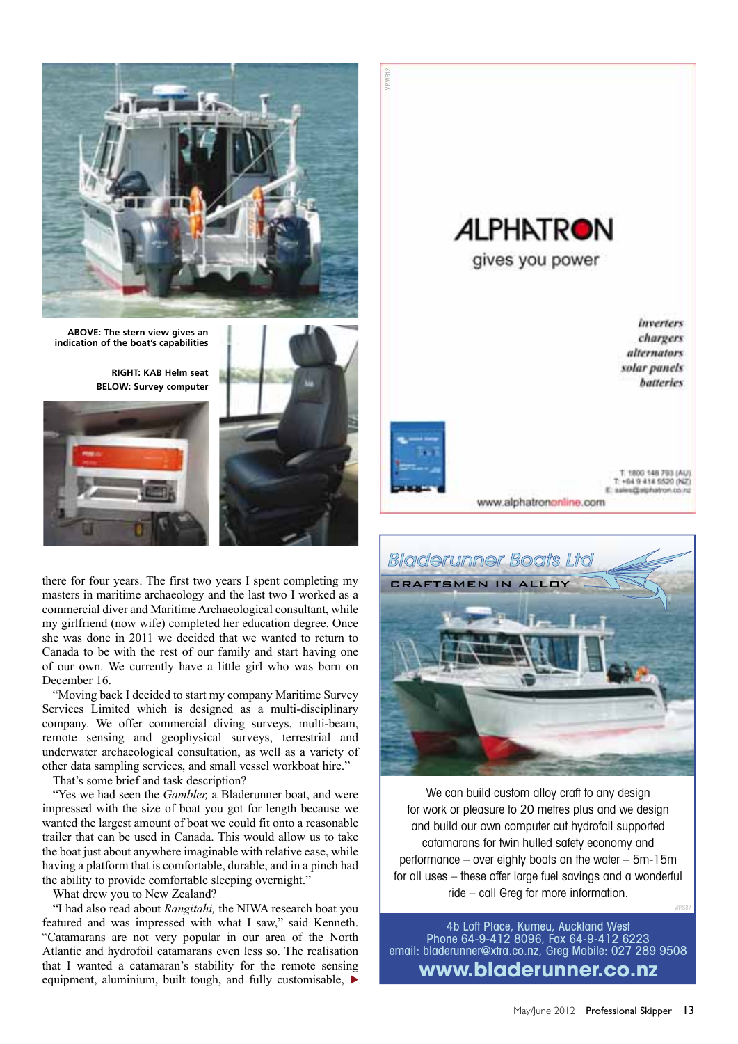ABOVE: The stern view gives an indication of the boat's capabilities

RIGHT: KAB Helm seat
BELOW: Survey computer

there for four years. The first two years I spent completing my masters in maritime archaeology and the last two I worked as a commercial diver and Maritime Archaeological consultant, while my girlfriend (now wife) completed her education degree. Once she was done in 2011 we decided that we wanted to return to Canada to be with the rest of our family and start having one of our own. We currently have a little girl who was born on December 16.

"Moving back I decided to start my company Maritime Survey Services Limited which is designed as a multi-disciplinary company. We offer commercial diving surveys, multi-beam, remote sensing and geophysical surveys, terrestrial and underwater archaeological consultation, as well as a variety of other data sampling services, and small vessel workboat hire."

That's some brief and task description?

"Yes we had seen the *Gambler,* a Bladerunner boat, and were impressed with the size of boat you got for length because we wanted the largest amount of boat we could fit onto a reasonable trailer that can be used in Canada. This would allow us to take the boat just about anywhere imaginable with relative ease, while having a platform that is comfortable, durable, and in a pinch had the ability to provide comfortable sleeping overnight."

What drew you to New Zealand?

"I had also read about *Rangitahi,* the NIWA research boat you featured and was impressed with what I saw," said Kenneth. "Catamarans are not very popular in our area of the North Atlantic and hydrofoil catamarans even less so. The realisation that I wanted a catamaran's stability for the remote sensing equipment, aluminium, built tough, and fully customisable, ▶

# ALPHATRON
gives you power

*inverters*
*chargers*
*alternators*
*solar panels*
*batteries*

T: 1800 148 793 (AU)
T: +64 9 414 5520 (NZ)
E: sales@alphatron.co.nz

www.alphatrononline.com

# Bladerunner Boats Ltd
CRAFTSMEN IN ALLOY

We can build custom alloy craft to any design for work or pleasure to 20 metres plus and we design and build our own computer cut hydrofoil supported catamarans for twin hulled safety economy and performance – over eighty boats on the water – 5m-15m for all uses – these offer large fuel savings and a wonderful ride – call Greg for more information.

4b Loft Place, Kumeu, Auckland West
Phone 64-9-412 8096, Fax 64-9-412 6223
email: bladerunner@xtra.co.nz, Greg Mobile: 027 289 9508

**www.bladerunner.co.nz**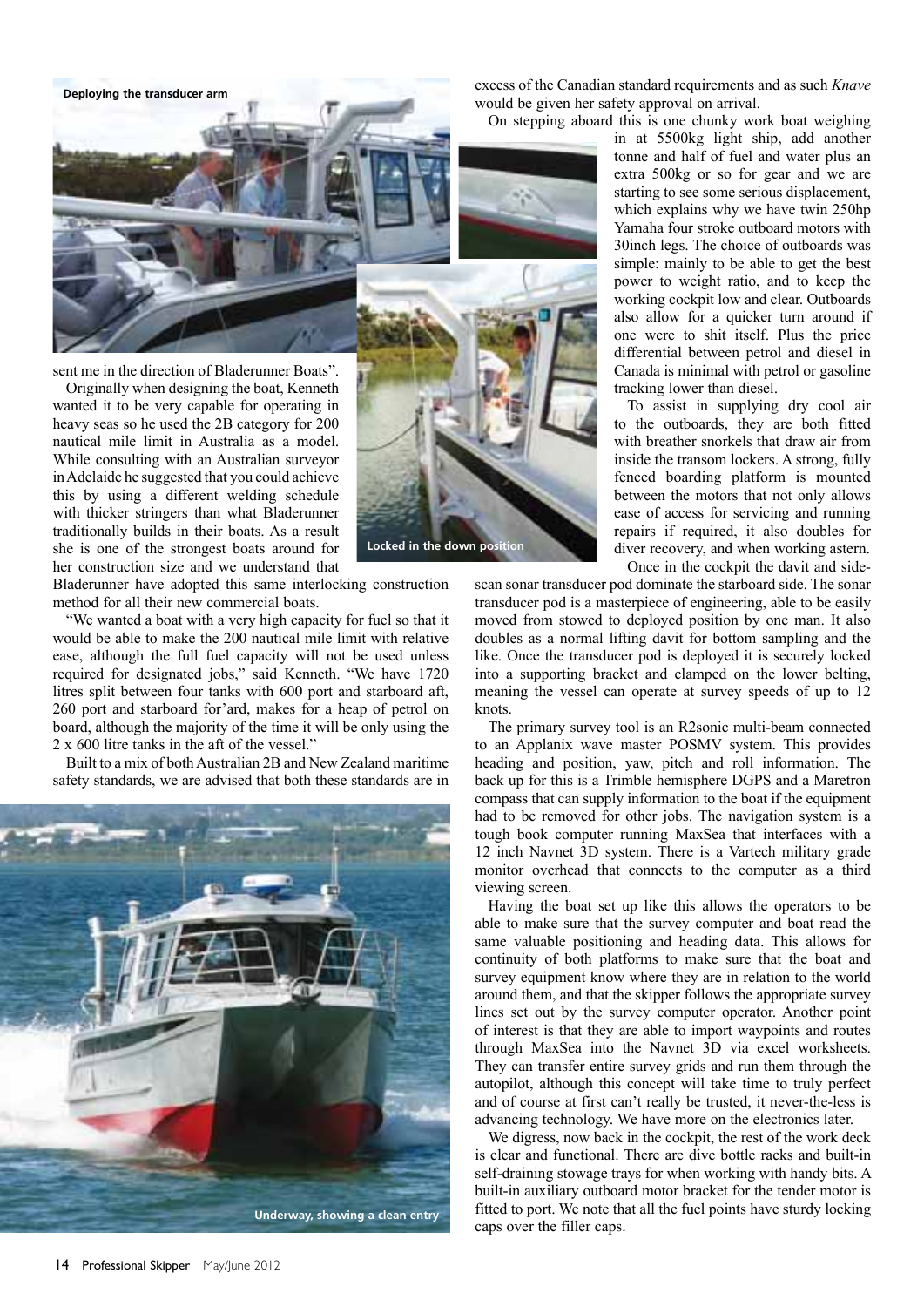Deploying the transducer arm

sent me in the direction of Bladerunner Boats".

Originally when designing the boat, Kenneth wanted it to be very capable for operating in heavy seas so he used the 2B category for 200 nautical mile limit in Australia as a model. While consulting with an Australian surveyor in Adelaide he suggested that you could achieve this by using a different welding schedule with thicker stringers than what Bladerunner traditionally builds in their boats. As a result she is one of the strongest boats around for her construction size and we understand that Bladerunner have adopted this same interlocking construction method for all their new commercial boats.

Locked in the down position

"We wanted a boat with a very high capacity for fuel so that it would be able to make the 200 nautical mile limit with relative ease, although the full fuel capacity will not be used unless required for designated jobs," said Kenneth. "We have 1720 litres split between four tanks with 600 port and starboard aft, 260 port and starboard for'ard, makes for a heap of petrol on board, although the majority of the time it will be only using the 2 x 600 litre tanks in the aft of the vessel."

Built to a mix of both Australian 2B and New Zealand maritime safety standards, we are advised that both these standards are in

Underway, showing a clean entry

excess of the Canadian standard requirements and as such *Knave* would be given her safety approval on arrival.

On stepping aboard this is one chunky work boat weighing in at 5500kg light ship, add another tonne and half of fuel and water plus an extra 500kg or so for gear and we are starting to see some serious displacement, which explains why we have twin 250hp Yamaha four stroke outboard motors with 30inch legs. The choice of outboards was simple: mainly to be able to get the best power to weight ratio, and to keep the working cockpit low and clear. Outboards also allow for a quicker turn around if one were to shit itself. Plus the price differential between petrol and diesel in Canada is minimal with petrol or gasoline tracking lower than diesel.

To assist in supplying dry cool air to the outboards, they are both fitted with breather snorkels that draw air from inside the transom lockers. A strong, fully fenced boarding platform is mounted between the motors that not only allows ease of access for servicing and running repairs if required, it also doubles for diver recovery, and when working astern.

Once in the cockpit the davit and side-scan sonar transducer pod dominate the starboard side. The sonar transducer pod is a masterpiece of engineering, able to be easily moved from stowed to deployed position by one man. It also doubles as a normal lifting davit for bottom sampling and the like. Once the transducer pod is deployed it is securely locked into a supporting bracket and clamped on the lower belting, meaning the vessel can operate at survey speeds of up to 12 knots.

The primary survey tool is an R2sonic multi-beam connected to an Applanix wave master POSMV system. This provides heading and position, yaw, pitch and roll information. The back up for this is a Trimble hemisphere DGPS and a Maretron compass that can supply information to the boat if the equipment had to be removed for other jobs. The navigation system is a tough book computer running MaxSea that interfaces with a 12 inch Navnet 3D system. There is a Vartech military grade monitor overhead that connects to the computer as a third viewing screen.

Having the boat set up like this allows the operators to be able to make sure that the survey computer and boat read the same valuable positioning and heading data. This allows for continuity of both platforms to make sure that the boat and survey equipment know where they are in relation to the world around them, and that the skipper follows the appropriate survey lines set out by the survey computer operator. Another point of interest is that they are able to import waypoints and routes through MaxSea into the Navnet 3D via excel worksheets. They can transfer entire survey grids and run them through the autopilot, although this concept will take time to truly perfect and of course at first can't really be trusted, it never-the-less is advancing technology. We have more on the electronics later.

We digress, now back in the cockpit, the rest of the work deck is clear and functional. There are dive bottle racks and built-in self-draining stowage trays for when working with handy bits. A built-in auxiliary outboard motor bracket for the tender motor is fitted to port. We note that all the fuel points have sturdy locking caps over the filler caps.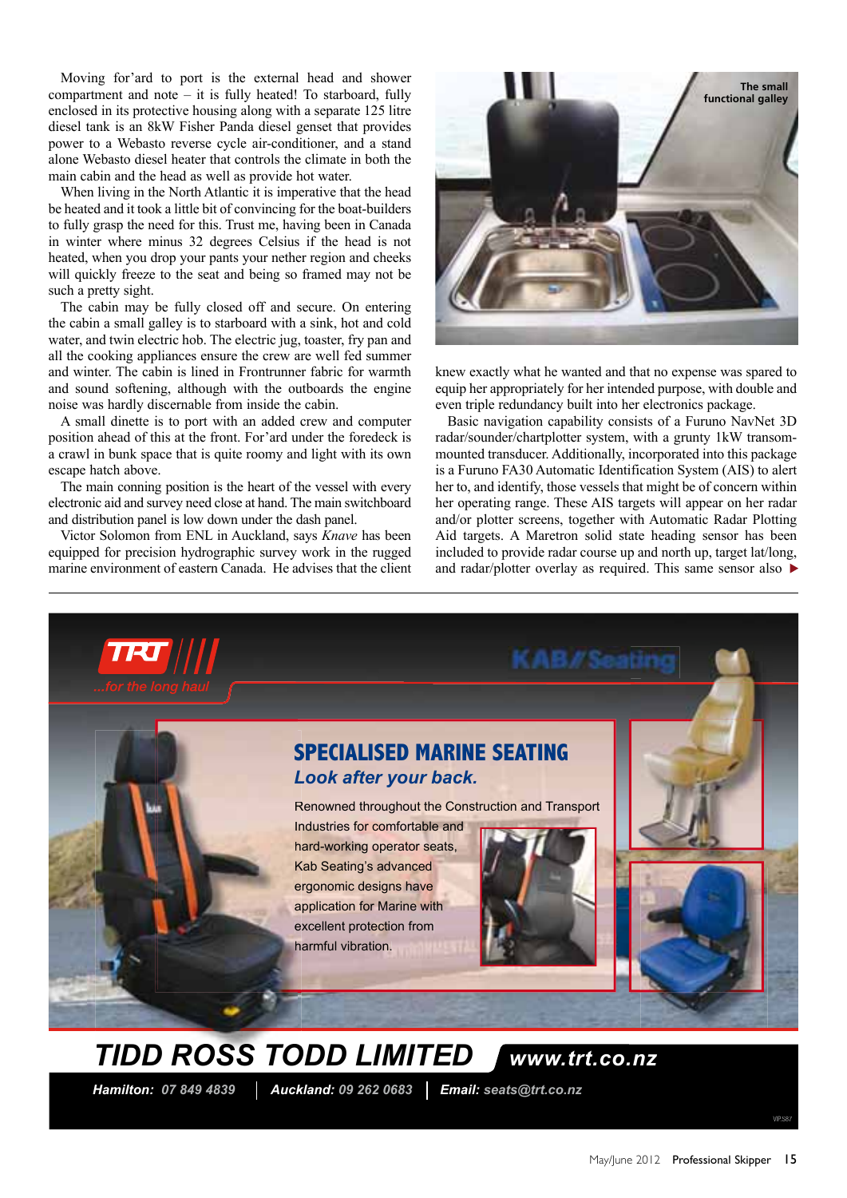Moving for'ard to port is the external head and shower compartment and note – it is fully heated! To starboard, fully enclosed in its protective housing along with a separate 125 litre diesel tank is an 8kW Fisher Panda diesel genset that provides power to a Webasto reverse cycle air-conditioner, and a stand alone Webasto diesel heater that controls the climate in both the main cabin and the head as well as provide hot water.

When living in the North Atlantic it is imperative that the head be heated and it took a little bit of convincing for the boat-builders to fully grasp the need for this. Trust me, having been in Canada in winter where minus 32 degrees Celsius if the head is not heated, when you drop your pants your nether region and cheeks will quickly freeze to the seat and being so framed may not be such a pretty sight.

The cabin may be fully closed off and secure. On entering the cabin a small galley is to starboard with a sink, hot and cold water, and twin electric hob. The electric jug, toaster, fry pan and all the cooking appliances ensure the crew are well fed summer and winter. The cabin is lined in Frontrunner fabric for warmth and sound softening, although with the outboards the engine noise was hardly discernable from inside the cabin.

A small dinette is to port with an added crew and computer position ahead of this at the front. For'ard under the foredeck is a crawl in bunk space that is quite roomy and light with its own escape hatch above.

The main conning position is the heart of the vessel with every electronic aid and survey need close at hand. The main switchboard and distribution panel is low down under the dash panel.

Victor Solomon from ENL in Auckland, says *Knave* has been equipped for precision hydrographic survey work in the rugged marine environment of eastern Canada. He advises that the client knew exactly what he wanted and that no expense was spared to equip her appropriately for her intended purpose, with double and even triple redundancy built into her electronics package.

The small functional galley

Basic navigation capability consists of a Furuno NavNet 3D radar/sounder/chartplotter system, with a grunty 1kW transom-mounted transducer. Additionally, incorporated into this package is a Furuno FA30 Automatic Identification System (AIS) to alert her to, and identify, those vessels that might be of concern within her operating range. These AIS targets will appear on her radar and/or plotter screens, together with Automatic Radar Plotting Aid targets. A Maretron solid state heading sensor has been included to provide radar course up and north up, target lat/long, and radar/plotter overlay as required. This same sensor also ▶

---

TRT ...for the long haul

KAB Seating

## SPECIALISED MARINE SEATING

*Look after your back.*

Renowned throughout the Construction and Transport Industries for comfortable and hard-working operator seats, Kab Seating's advanced ergonomic designs have application for Marine with excellent protection from harmful vibration.

**TIDD ROSS TODD LIMITED** www.trt.co.nz

**Hamilton:** 07 849 4839 | **Auckland:** 09 262 0683 | **Email:** seats@trt.co.nz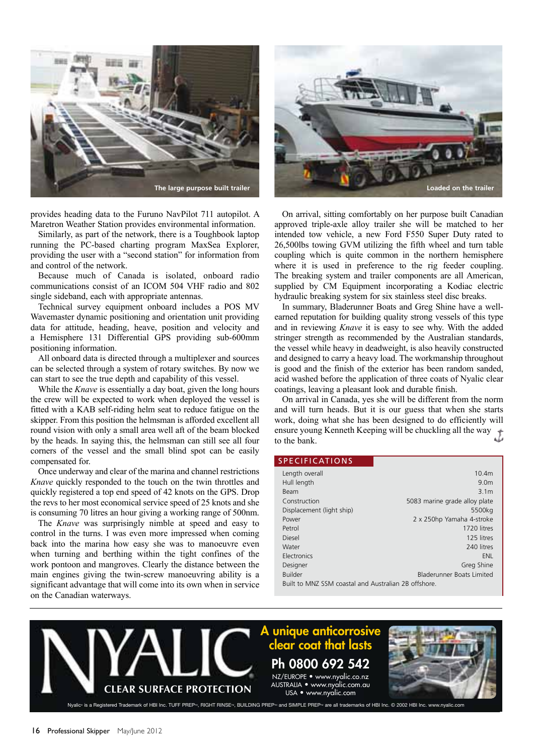The large purpose built trailer

Loaded on the trailer

provides heading data to the Furuno NavPilot 711 autopilot. A Maretron Weather Station provides environmental information.

Similarly, as part of the network, there is a Toughbook laptop running the PC-based charting program MaxSea Explorer, providing the user with a "second station" for information from and control of the network.

Because much of Canada is isolated, onboard radio communications consist of an ICOM 504 VHF radio and 802 single sideband, each with appropriate antennas.

Technical survey equipment onboard includes a POS MV Wavemaster dynamic positioning and orientation unit providing data for attitude, heading, heave, position and velocity and a Hemisphere 131 Differential GPS providing sub-600mm positioning information.

All onboard data is directed through a multiplexer and sources can be selected through a system of rotary switches. By now we can start to see the true depth and capability of this vessel.

While the *Knave* is essentially a day boat, given the long hours the crew will be expected to work when deployed the vessel is fitted with a KAB self-riding helm seat to reduce fatigue on the skipper. From this position the helmsman is afforded excellent all round vision with only a small area well aft of the beam blocked by the heads. In saying this, the helmsman can still see all four corners of the vessel and the small blind spot can be easily compensated for.

Once underway and clear of the marina and channel restrictions *Knave* quickly responded to the touch on the twin throttles and quickly registered a top end speed of 42 knots on the GPS. Drop the revs to her most economical service speed of 25 knots and she is consuming 70 litres an hour giving a working range of 500nm.

The *Knave* was surprisingly nimble at speed and easy to control in the turns. I was even more impressed when coming back into the marina how easy she was to manoeuvre even when turning and berthing within the tight confines of the work pontoon and mangroves. Clearly the distance between the main engines giving the twin-screw manoeuvring ability is a significant advantage that will come into its own when in service on the Canadian waterways.

On arrival, sitting comfortably on her purpose built Canadian approved triple-axle alloy trailer she will be matched to her intended tow vehicle, a new Ford F550 Super Duty rated to 26,500lbs towing GVM utilizing the fifth wheel and turn table coupling which is quite common in the northern hemisphere where it is used in preference to the rig feeder coupling. The breaking system and trailer components are all American, supplied by CM Equipment incorporating a Kodiac electric hydraulic breaking system for six stainless steel disc breaks.

In summary, Bladerunner Boats and Greg Shine have a well-earned reputation for building quality strong vessels of this type and in reviewing *Knave* it is easy to see why. With the added stringer strength as recommended by the Australian standards, the vessel while heavy in deadweight, is also heavily constructed and designed to carry a heavy load. The workmanship throughout is good and the finish of the exterior has been random sanded, acid washed before the application of three coats of Nyalic clear coatings, leaving a pleasant look and durable finish.

On arrival in Canada, yes she will be different from the norm and will turn heads. But it is our guess that when she starts work, doing what she has been designed to do efficiently will ensure young Kenneth Keeping will be chuckling all the way to the bank.

## SPECIFICATIONS

| | |
|---|---|
| Length overall | 10.4m |
| Hull length | 9.0m |
| Beam | 3.1m |
| Construction | 5083 marine grade alloy plate |
| Displacement (light ship) | 5500kg |
| Power | 2 x 250hp Yamaha 4-stroke |
| Petrol | 1720 litres |
| Diesel | 125 litres |
| Water | 240 litres |
| Electronics | ENL |
| Designer | Greg Shine |
| Builder | Bladerunner Boats Limited |

Built to MNZ SSM coastal and Australian 2B offshore.

NYALIC CLEAR SURFACE PROTECTION

A unique anticorrosive clear coat that lasts

Ph 0800 692 542

NZ/EUROPE • www.nyalic.co.nz
AUSTRALIA • www.nyalic.com.au
USA • www.nyalic.com

Nyalic® is a Registered Trademark of HBI Inc. TUFF PREP™, RIGHT RINSE™, BUILDING PREP™ and SIMPLE PREP™ are all trademarks of HBI Inc. © 2002 HBI Inc. www.nyalic.com